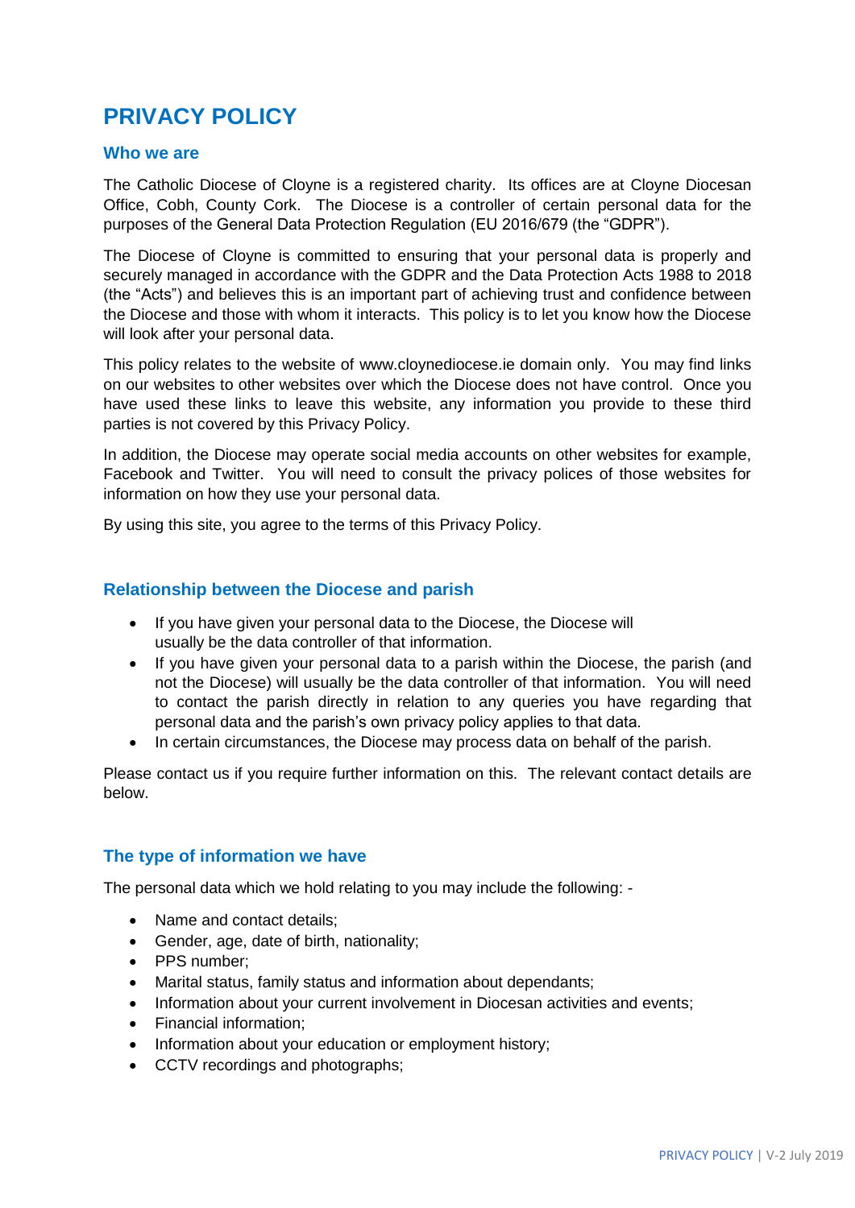# PRIVACY POLICY

## Who we are

The Catholic Diocese of Cloyne is a registered charity. Its offices are at Cloyne Diocesan Office, Cobh, County Cork. The Diocese is a controller of certain personal data for the purposes of the General Data Protection Regulation (EU 2016/679 (the "GDPR").

The Diocese of Cloyne is committed to ensuring that your personal data is properly and securely managed in accordance with the GDPR and the Data Protection Acts 1988 to 2018 (the "Acts") and believes this is an important part of achieving trust and confidence between the Diocese and those with whom it interacts. This policy is to let you know how the Diocese will look after your personal data.

This policy relates to the website of www.cloynediocese.ie domain only. You may find links on our websites to other websites over which the Diocese does not have control. Once you have used these links to leave this website, any information you provide to these third parties is not covered by this Privacy Policy.

In addition, the Diocese may operate social media accounts on other websites for example, Facebook and Twitter. You will need to consult the privacy polices of those websites for information on how they use your personal data.

By using this site, you agree to the terms of this Privacy Policy.

## Relationship between the Diocese and parish

- If you have given your personal data to the Diocese, the Diocese will usually be the data controller of that information.
- If you have given your personal data to a parish within the Diocese, the parish (and not the Diocese) will usually be the data controller of that information. You will need to contact the parish directly in relation to any queries you have regarding that personal data and the parish's own privacy policy applies to that data.
- In certain circumstances, the Diocese may process data on behalf of the parish.

Please contact us if you require further information on this. The relevant contact details are below.

## The type of information we have

The personal data which we hold relating to you may include the following: -

- Name and contact details;
- Gender, age, date of birth, nationality;
- PPS number;
- Marital status, family status and information about dependants;
- Information about your current involvement in Diocesan activities and events;
- Financial information;
- Information about your education or employment history;
- CCTV recordings and photographs;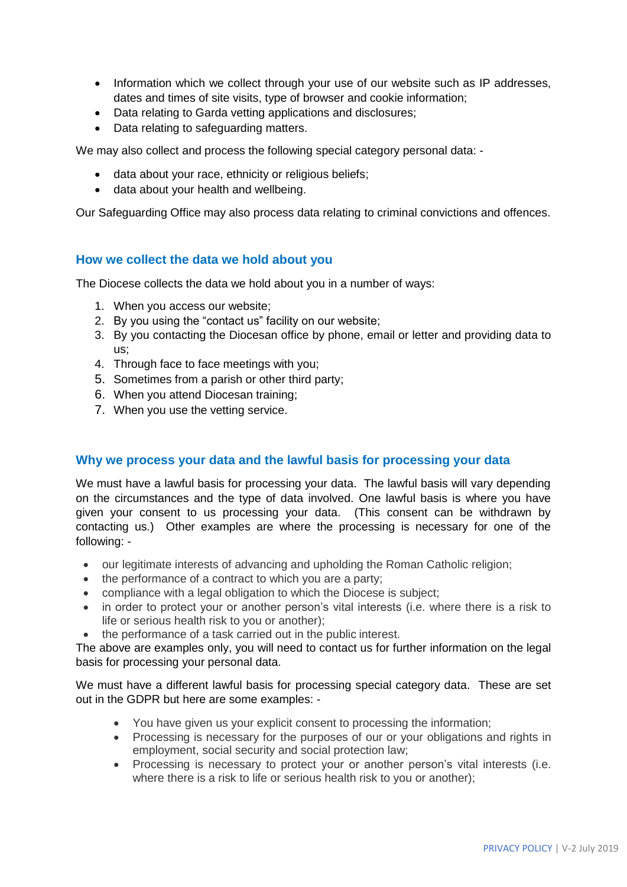- Information which we collect through your use of our website such as IP addresses, dates and times of site visits, type of browser and cookie information;
- Data relating to Garda vetting applications and disclosures;
- Data relating to safeguarding matters.

We may also collect and process the following special category personal data: -

- data about your race, ethnicity or religious beliefs;
- data about your health and wellbeing.

Our Safeguarding Office may also process data relating to criminal convictions and offences.

## How we collect the data we hold about you

The Diocese collects the data we hold about you in a number of ways:

1. When you access our website;
2. By you using the "contact us" facility on our website;
3. By you contacting the Diocesan office by phone, email or letter and providing data to us;
4. Through face to face meetings with you;
5. Sometimes from a parish or other third party;
6. When you attend Diocesan training;
7. When you use the vetting service.

## Why we process your data and the lawful basis for processing your data

We must have a lawful basis for processing your data. The lawful basis will vary depending on the circumstances and the type of data involved. One lawful basis is where you have given your consent to us processing your data. (This consent can be withdrawn by contacting us.) Other examples are where the processing is necessary for one of the following: -

- our legitimate interests of advancing and upholding the Roman Catholic religion;
- the performance of a contract to which you are a party;
- compliance with a legal obligation to which the Diocese is subject;
- in order to protect your or another person's vital interests (i.e. where there is a risk to life or serious health risk to you or another);
- the performance of a task carried out in the public interest.

The above are examples only, you will need to contact us for further information on the legal basis for processing your personal data.

We must have a different lawful basis for processing special category data. These are set out in the GDPR but here are some examples: -

- You have given us your explicit consent to processing the information;
- Processing is necessary for the purposes of our or your obligations and rights in employment, social security and social protection law;
- Processing is necessary to protect your or another person's vital interests (i.e. where there is a risk to life or serious health risk to you or another);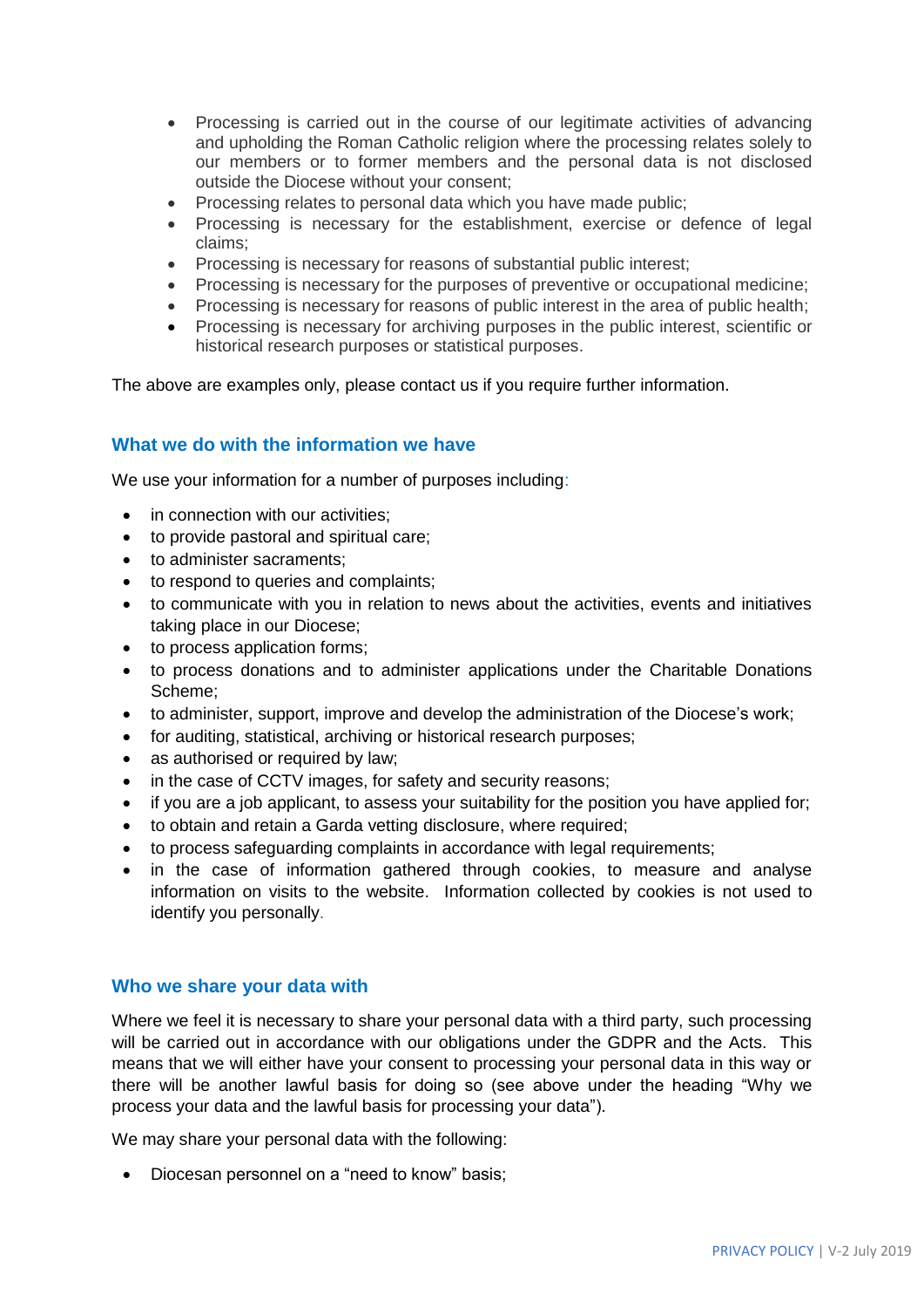- Processing is carried out in the course of our legitimate activities of advancing and upholding the Roman Catholic religion where the processing relates solely to our members or to former members and the personal data is not disclosed outside the Diocese without your consent;
- Processing relates to personal data which you have made public;
- Processing is necessary for the establishment, exercise or defence of legal claims;
- Processing is necessary for reasons of substantial public interest;
- Processing is necessary for the purposes of preventive or occupational medicine;
- Processing is necessary for reasons of public interest in the area of public health;
- Processing is necessary for archiving purposes in the public interest, scientific or historical research purposes or statistical purposes.

The above are examples only, please contact us if you require further information.

## What we do with the information we have

We use your information for a number of purposes including:

- in connection with our activities;
- to provide pastoral and spiritual care;
- to administer sacraments;
- to respond to queries and complaints;
- to communicate with you in relation to news about the activities, events and initiatives taking place in our Diocese;
- to process application forms;
- to process donations and to administer applications under the Charitable Donations Scheme;
- to administer, support, improve and develop the administration of the Diocese's work;
- for auditing, statistical, archiving or historical research purposes;
- as authorised or required by law;
- in the case of CCTV images, for safety and security reasons;
- if you are a job applicant, to assess your suitability for the position you have applied for;
- to obtain and retain a Garda vetting disclosure, where required;
- to process safeguarding complaints in accordance with legal requirements;
- in the case of information gathered through cookies, to measure and analyse information on visits to the website. Information collected by cookies is not used to identify you personally.

## Who we share your data with

Where we feel it is necessary to share your personal data with a third party, such processing will be carried out in accordance with our obligations under the GDPR and the Acts. This means that we will either have your consent to processing your personal data in this way or there will be another lawful basis for doing so (see above under the heading "Why we process your data and the lawful basis for processing your data").

We may share your personal data with the following:

- Diocesan personnel on a "need to know" basis;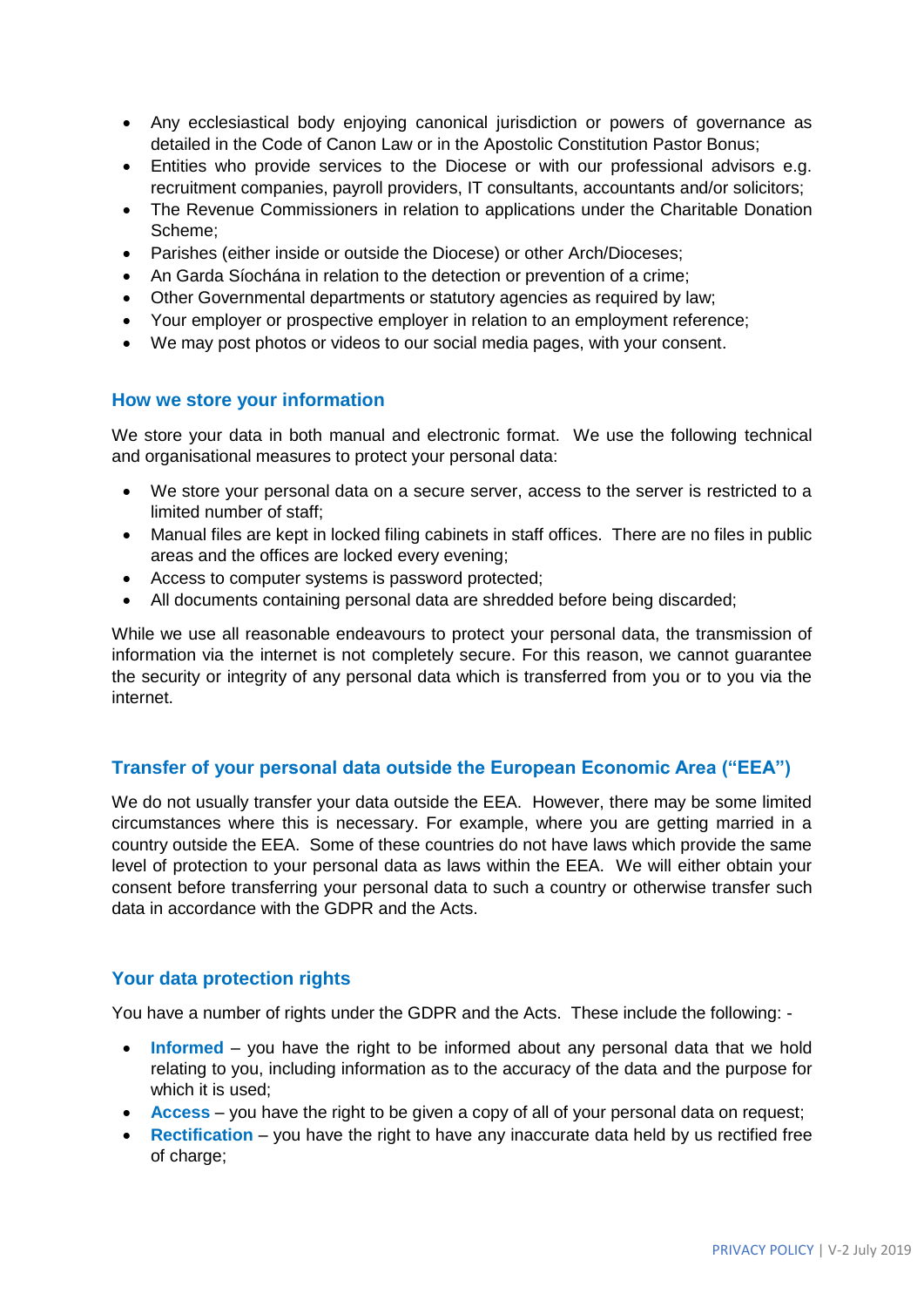- Any ecclesiastical body enjoying canonical jurisdiction or powers of governance as detailed in the Code of Canon Law or in the Apostolic Constitution Pastor Bonus;
- Entities who provide services to the Diocese or with our professional advisors e.g. recruitment companies, payroll providers, IT consultants, accountants and/or solicitors;
- The Revenue Commissioners in relation to applications under the Charitable Donation Scheme;
- Parishes (either inside or outside the Diocese) or other Arch/Dioceses;
- An Garda Síochána in relation to the detection or prevention of a crime;
- Other Governmental departments or statutory agencies as required by law;
- Your employer or prospective employer in relation to an employment reference;
- We may post photos or videos to our social media pages, with your consent.

## How we store your information

We store your data in both manual and electronic format. We use the following technical and organisational measures to protect your personal data:

- We store your personal data on a secure server, access to the server is restricted to a limited number of staff;
- Manual files are kept in locked filing cabinets in staff offices. There are no files in public areas and the offices are locked every evening;
- Access to computer systems is password protected;
- All documents containing personal data are shredded before being discarded;

While we use all reasonable endeavours to protect your personal data, the transmission of information via the internet is not completely secure. For this reason, we cannot guarantee the security or integrity of any personal data which is transferred from you or to you via the internet.

## Transfer of your personal data outside the European Economic Area ("EEA")

We do not usually transfer your data outside the EEA. However, there may be some limited circumstances where this is necessary. For example, where you are getting married in a country outside the EEA. Some of these countries do not have laws which provide the same level of protection to your personal data as laws within the EEA. We will either obtain your consent before transferring your personal data to such a country or otherwise transfer such data in accordance with the GDPR and the Acts.

## Your data protection rights

You have a number of rights under the GDPR and the Acts. These include the following: -

- **Informed** – you have the right to be informed about any personal data that we hold relating to you, including information as to the accuracy of the data and the purpose for which it is used;
- **Access** – you have the right to be given a copy of all of your personal data on request;
- **Rectification** – you have the right to have any inaccurate data held by us rectified free of charge;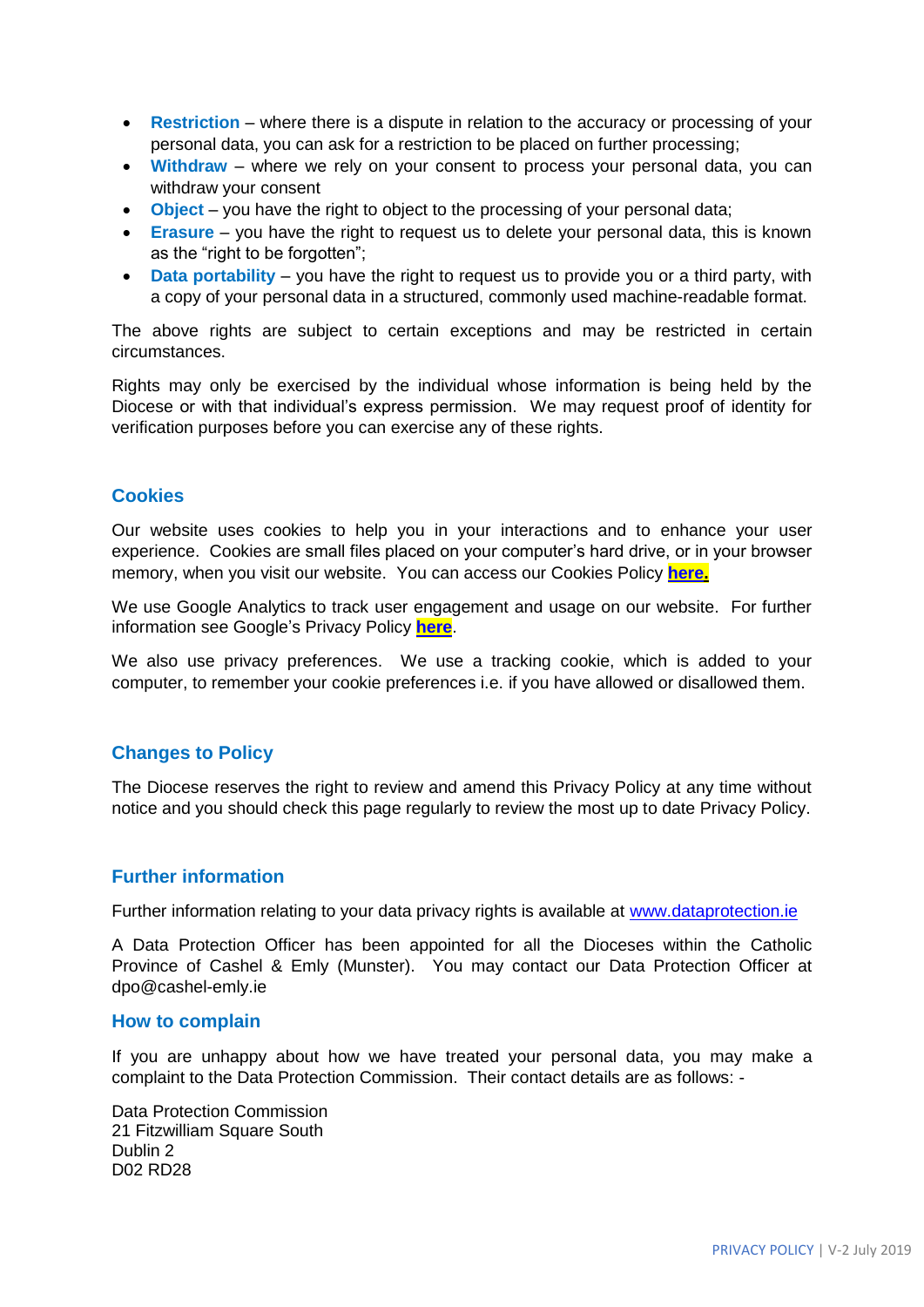- **Restriction** – where there is a dispute in relation to the accuracy or processing of your personal data, you can ask for a restriction to be placed on further processing;
- **Withdraw** – where we rely on your consent to process your personal data, you can withdraw your consent
- **Object** – you have the right to object to the processing of your personal data;
- **Erasure** – you have the right to request us to delete your personal data, this is known as the "right to be forgotten";
- **Data portability** – you have the right to request us to provide you or a third party, with a copy of your personal data in a structured, commonly used machine-readable format.

The above rights are subject to certain exceptions and may be restricted in certain circumstances.

Rights may only be exercised by the individual whose information is being held by the Diocese or with that individual's express permission. We may request proof of identity for verification purposes before you can exercise any of these rights.

## Cookies

Our website uses cookies to help you in your interactions and to enhance your user experience. Cookies are small files placed on your computer's hard drive, or in your browser memory, when you visit our website. You can access our Cookies Policy **here.**

We use Google Analytics to track user engagement and usage on our website. For further information see Google's Privacy Policy **here**.

We also use privacy preferences. We use a tracking cookie, which is added to your computer, to remember your cookie preferences i.e. if you have allowed or disallowed them.

## Changes to Policy

The Diocese reserves the right to review and amend this Privacy Policy at any time without notice and you should check this page regularly to review the most up to date Privacy Policy.

## Further information

Further information relating to your data privacy rights is available at www.dataprotection.ie

A Data Protection Officer has been appointed for all the Dioceses within the Catholic Province of Cashel & Emly (Munster). You may contact our Data Protection Officer at dpo@cashel-emly.ie

## How to complain

If you are unhappy about how we have treated your personal data, you may make a complaint to the Data Protection Commission. Their contact details are as follows: -

Data Protection Commission
21 Fitzwilliam Square South
Dublin 2
D02 RD28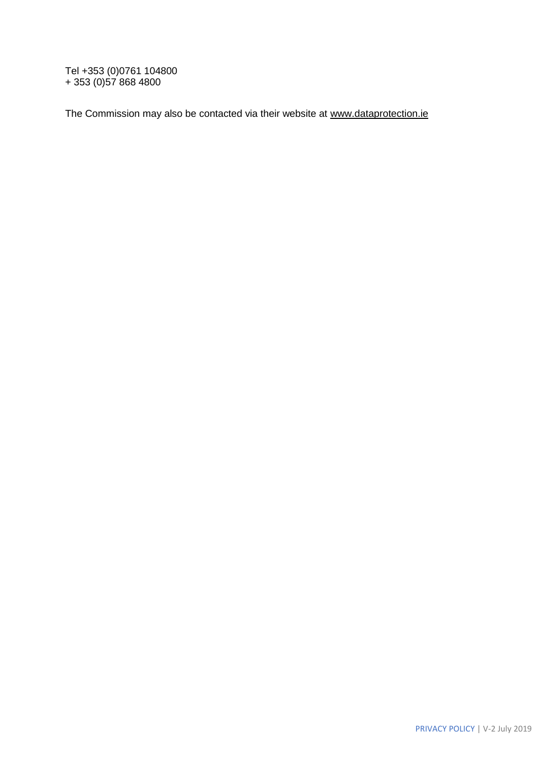Tel +353 (0)0761 104800
+ 353 (0)57 868 4800

The Commission may also be contacted via their website at www.dataprotection.ie